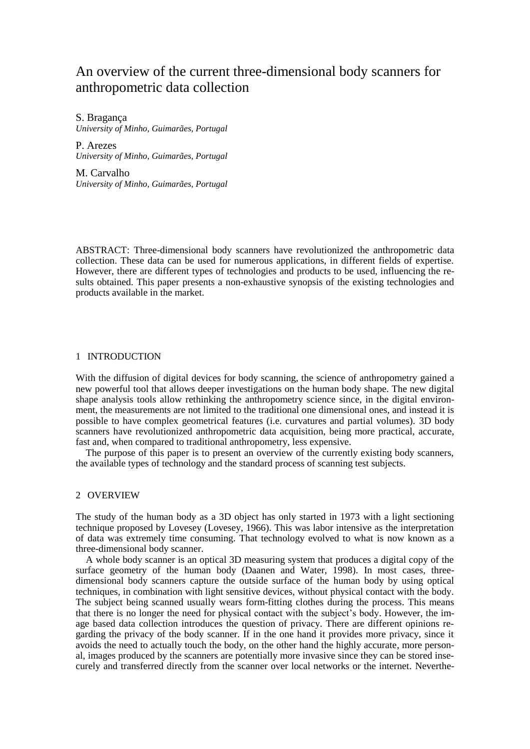# An overview of the current three-dimensional body scanners for anthropometric data collection

S. Bragança
*University of Minho, Guimarães, Portugal*

P. Arezes
*University of Minho, Guimarães, Portugal*

M. Carvalho
*University of Minho, Guimarães, Portugal*

ABSTRACT: Three-dimensional body scanners have revolutionized the anthropometric data collection. These data can be used for numerous applications, in different fields of expertise. However, there are different types of technologies and products to be used, influencing the results obtained. This paper presents a non-exhaustive synopsis of the existing technologies and products available in the market.

## 1 INTRODUCTION

With the diffusion of digital devices for body scanning, the science of anthropometry gained a new powerful tool that allows deeper investigations on the human body shape. The new digital shape analysis tools allow rethinking the anthropometry science since, in the digital environment, the measurements are not limited to the traditional one dimensional ones, and instead it is possible to have complex geometrical features (i.e. curvatures and partial volumes). 3D body scanners have revolutionized anthropometric data acquisition, being more practical, accurate, fast and, when compared to traditional anthropometry, less expensive.

The purpose of this paper is to present an overview of the currently existing body scanners, the available types of technology and the standard process of scanning test subjects.

## 2 OVERVIEW

The study of the human body as a 3D object has only started in 1973 with a light sectioning technique proposed by Lovesey (Lovesey, 1966). This was labor intensive as the interpretation of data was extremely time consuming. That technology evolved to what is now known as a three-dimensional body scanner.

A whole body scanner is an optical 3D measuring system that produces a digital copy of the surface geometry of the human body (Daanen and Water, 1998). In most cases, three-dimensional body scanners capture the outside surface of the human body by using optical techniques, in combination with light sensitive devices, without physical contact with the body. The subject being scanned usually wears form-fitting clothes during the process. This means that there is no longer the need for physical contact with the subject's body. However, the image based data collection introduces the question of privacy. There are different opinions regarding the privacy of the body scanner. If in the one hand it provides more privacy, since it avoids the need to actually touch the body, on the other hand the highly accurate, more personal, images produced by the scanners are potentially more invasive since they can be stored insecurely and transferred directly from the scanner over local networks or the internet. Neverthe-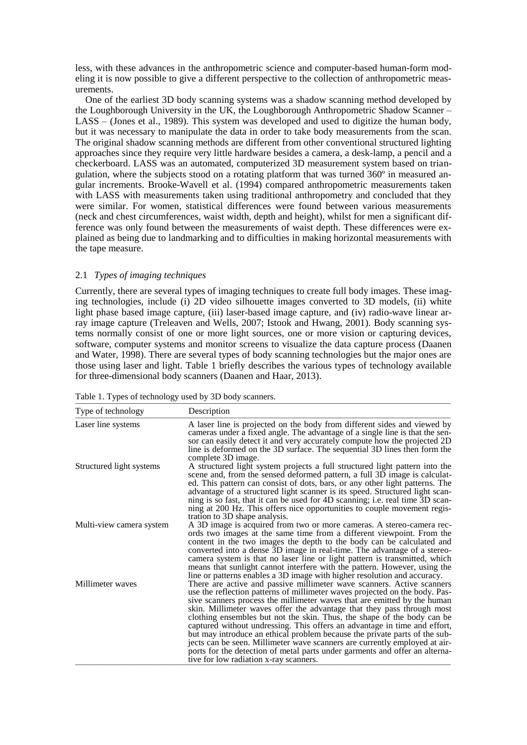less, with these advances in the anthropometric science and computer-based human-form modeling it is now possible to give a different perspective to the collection of anthropometric measurements.

One of the earliest 3D body scanning systems was a shadow scanning method developed by the Loughborough University in the UK, the Loughborough Anthropometric Shadow Scanner – LASS – (Jones et al., 1989). This system was developed and used to digitize the human body, but it was necessary to manipulate the data in order to take body measurements from the scan. The original shadow scanning methods are different from other conventional structured lighting approaches since they require very little hardware besides a camera, a desk-lamp, a pencil and a checkerboard. LASS was an automated, computerized 3D measurement system based on triangulation, where the subjects stood on a rotating platform that was turned 360º in measured angular increments. Brooke-Wavell et al. (1994) compared anthropometric measurements taken with LASS with measurements taken using traditional anthropometry and concluded that they were similar. For women, statistical differences were found between various measurements (neck and chest circumferences, waist width, depth and height), whilst for men a significant difference was only found between the measurements of waist depth. These differences were explained as being due to landmarking and to difficulties in making horizontal measurements with the tape measure.

### 2.1 *Types of imaging techniques*

Currently, there are several types of imaging techniques to create full body images. These imaging technologies, include (i) 2D video silhouette images converted to 3D models, (ii) white light phase based image capture, (iii) laser-based image capture, and (iv) radio-wave linear array image capture (Treleaven and Wells, 2007; Istook and Hwang, 2001). Body scanning systems normally consist of one or more light sources, one or more vision or capturing devices, software, computer systems and monitor screens to visualize the data capture process (Daanen and Water, 1998). There are several types of body scanning technologies but the major ones are those using laser and light. Table 1 briefly describes the various types of technology available for three-dimensional body scanners (Daanen and Haar, 2013).

Table 1. Types of technology used by 3D body scanners.

| Type of technology | Description |
|---|---|
| Laser line systems | A laser line is projected on the body from different sides and viewed by cameras under a fixed angle. The advantage of a single line is that the sensor can easily detect it and very accurately compute how the projected 2D line is deformed on the 3D surface. The sequential 3D lines then form the complete 3D image. |
| Structured light systems | A structured light system projects a full structured light pattern into the scene and, from the sensed deformed pattern, a full 3D image is calculated. This pattern can consist of dots, bars, or any other light patterns. The advantage of a structured light scanner is its speed. Structured light scanning is so fast, that it can be used for 4D scanning; i.e. real time 3D scanning at 200 Hz. This offers nice opportunities to couple movement registration to 3D shape analysis. |
| Multi-view camera system | A 3D image is acquired from two or more cameras. A stereo-camera records two images at the same time from a different viewpoint. From the content in the two images the depth to the body can be calculated and converted into a dense 3D image in real-time. The advantage of a stereo-camera system is that no laser line or light pattern is transmitted, which means that sunlight cannot interfere with the pattern. However, using the line or patterns enables a 3D image with higher resolution and accuracy. |
| Millimeter waves | There are active and passive millimeter wave scanners. Active scanners use the reflection patterns of millimeter waves projected on the body. Passive scanners process the millimeter waves that are emitted by the human skin. Millimeter waves offer the advantage that they pass through most clothing ensembles but not the skin. Thus, the shape of the body can be captured without undressing. This offers an advantage in time and effort, but may introduce an ethical problem because the private parts of the subjects can be seen. Millimeter wave scanners are currently employed at airports for the detection of metal parts under garments and offer an alternative for low radiation x-ray scanners. |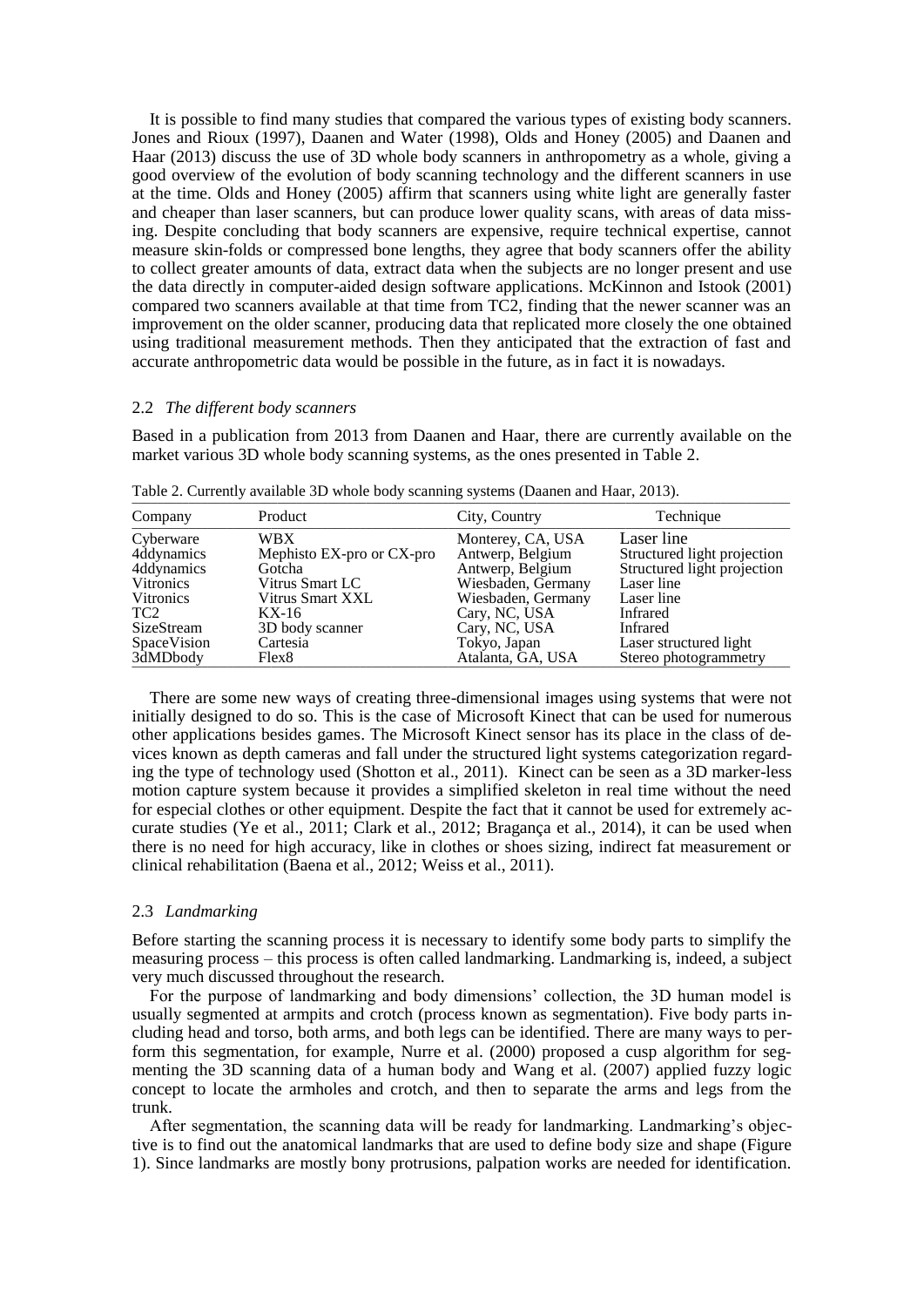It is possible to find many studies that compared the various types of existing body scanners. Jones and Rioux (1997), Daanen and Water (1998), Olds and Honey (2005) and Daanen and Haar (2013) discuss the use of 3D whole body scanners in anthropometry as a whole, giving a good overview of the evolution of body scanning technology and the different scanners in use at the time. Olds and Honey (2005) affirm that scanners using white light are generally faster and cheaper than laser scanners, but can produce lower quality scans, with areas of data missing. Despite concluding that body scanners are expensive, require technical expertise, cannot measure skin-folds or compressed bone lengths, they agree that body scanners offer the ability to collect greater amounts of data, extract data when the subjects are no longer present and use the data directly in computer-aided design software applications. McKinnon and Istook (2001) compared two scanners available at that time from TC2, finding that the newer scanner was an improvement on the older scanner, producing data that replicated more closely the one obtained using traditional measurement methods. Then they anticipated that the extraction of fast and accurate anthropometric data would be possible in the future, as in fact it is nowadays.

### 2.2 *The different body scanners*

Based in a publication from 2013 from Daanen and Haar, there are currently available on the market various 3D whole body scanning systems, as the ones presented in Table 2.

Table 2. Currently available 3D whole body scanning systems (Daanen and Haar, 2013).

| Company | Product | City, Country | Technique |
|---|---|---|---|
| Cyberware | WBX | Monterey, CA, USA | Laser line |
| 4ddynamics | Mephisto EX-pro or CX-pro | Antwerp, Belgium | Structured light projection |
| 4ddynamics | Gotcha | Antwerp, Belgium | Structured light projection |
| Vitronics | Vitrus Smart LC | Wiesbaden, Germany | Laser line |
| Vitronics | Vitrus Smart XXL | Wiesbaden, Germany | Laser line |
| TC2 | KX-16 | Cary, NC, USA | Infrared |
| SizeStream | 3D body scanner | Cary, NC, USA | Infrared |
| SpaceVision | Cartesia | Tokyo, Japan | Laser structured light |
| 3dMDbody | Flex8 | Atalanta, GA, USA | Stereo photogrammetry |

There are some new ways of creating three-dimensional images using systems that were not initially designed to do so. This is the case of Microsoft Kinect that can be used for numerous other applications besides games. The Microsoft Kinect sensor has its place in the class of devices known as depth cameras and fall under the structured light systems categorization regarding the type of technology used (Shotton et al., 2011). Kinect can be seen as a 3D marker-less motion capture system because it provides a simplified skeleton in real time without the need for especial clothes or other equipment. Despite the fact that it cannot be used for extremely accurate studies (Ye et al., 2011; Clark et al., 2012; Bragança et al., 2014), it can be used when there is no need for high accuracy, like in clothes or shoes sizing, indirect fat measurement or clinical rehabilitation (Baena et al., 2012; Weiss et al., 2011).

### 2.3 *Landmarking*

Before starting the scanning process it is necessary to identify some body parts to simplify the measuring process – this process is often called landmarking. Landmarking is, indeed, a subject very much discussed throughout the research.

For the purpose of landmarking and body dimensions' collection, the 3D human model is usually segmented at armpits and crotch (process known as segmentation). Five body parts including head and torso, both arms, and both legs can be identified. There are many ways to perform this segmentation, for example, Nurre et al. (2000) proposed a cusp algorithm for segmenting the 3D scanning data of a human body and Wang et al. (2007) applied fuzzy logic concept to locate the armholes and crotch, and then to separate the arms and legs from the trunk.

After segmentation, the scanning data will be ready for landmarking. Landmarking's objective is to find out the anatomical landmarks that are used to define body size and shape (Figure 1). Since landmarks are mostly bony protrusions, palpation works are needed for identification.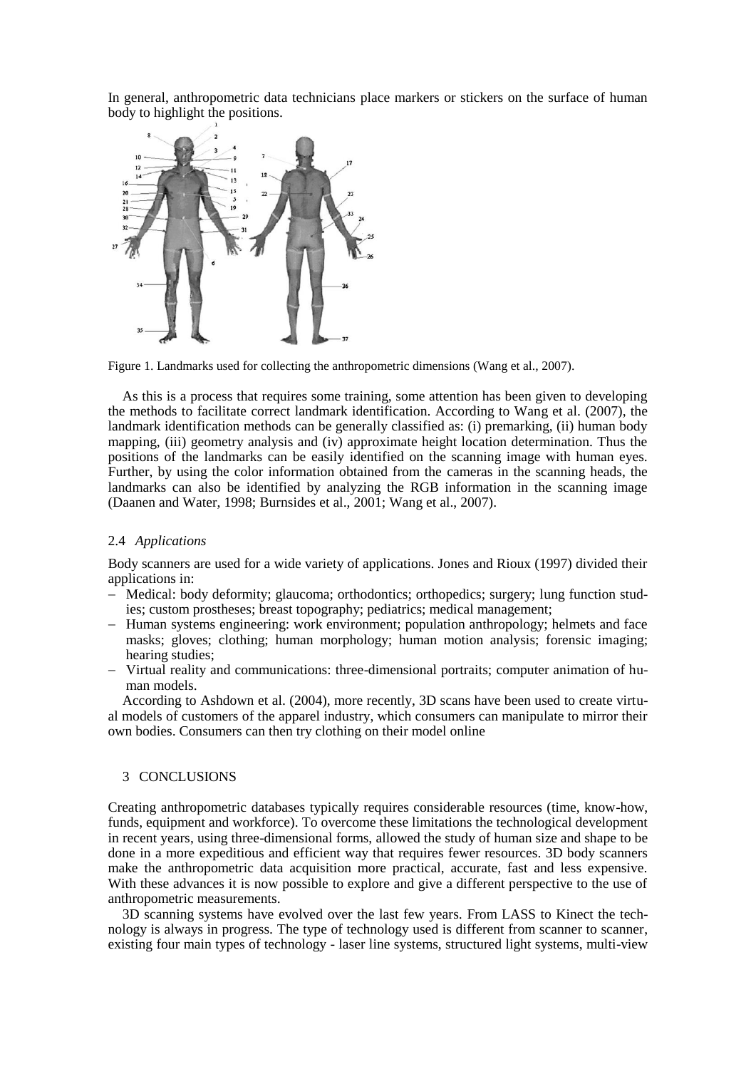In general, anthropometric data technicians place markers or stickers on the surface of human body to highlight the positions.

Figure 1. Landmarks used for collecting the anthropometric dimensions (Wang et al., 2007).

As this is a process that requires some training, some attention has been given to developing the methods to facilitate correct landmark identification. According to Wang et al. (2007), the landmark identification methods can be generally classified as: (i) premarking, (ii) human body mapping, (iii) geometry analysis and (iv) approximate height location determination. Thus the positions of the landmarks can be easily identified on the scanning image with human eyes. Further, by using the color information obtained from the cameras in the scanning heads, the landmarks can also be identified by analyzing the RGB information in the scanning image (Daanen and Water, 1998; Burnsides et al., 2001; Wang et al., 2007).

### 2.4 *Applications*

Body scanners are used for a wide variety of applications. Jones and Rioux (1997) divided their applications in:

- Medical: body deformity; glaucoma; orthodontics; orthopedics; surgery; lung function studies; custom prostheses; breast topography; pediatrics; medical management;
- Human systems engineering: work environment; population anthropology; helmets and face masks; gloves; clothing; human morphology; human motion analysis; forensic imaging; hearing studies;
- Virtual reality and communications: three-dimensional portraits; computer animation of human models.

According to Ashdown et al. (2004), more recently, 3D scans have been used to create virtual models of customers of the apparel industry, which consumers can manipulate to mirror their own bodies. Consumers can then try clothing on their model online

## 3 CONCLUSIONS

Creating anthropometric databases typically requires considerable resources (time, know-how, funds, equipment and workforce). To overcome these limitations the technological development in recent years, using three-dimensional forms, allowed the study of human size and shape to be done in a more expeditious and efficient way that requires fewer resources. 3D body scanners make the anthropometric data acquisition more practical, accurate, fast and less expensive. With these advances it is now possible to explore and give a different perspective to the use of anthropometric measurements.

3D scanning systems have evolved over the last few years. From LASS to Kinect the technology is always in progress. The type of technology used is different from scanner to scanner, existing four main types of technology - laser line systems, structured light systems, multi-view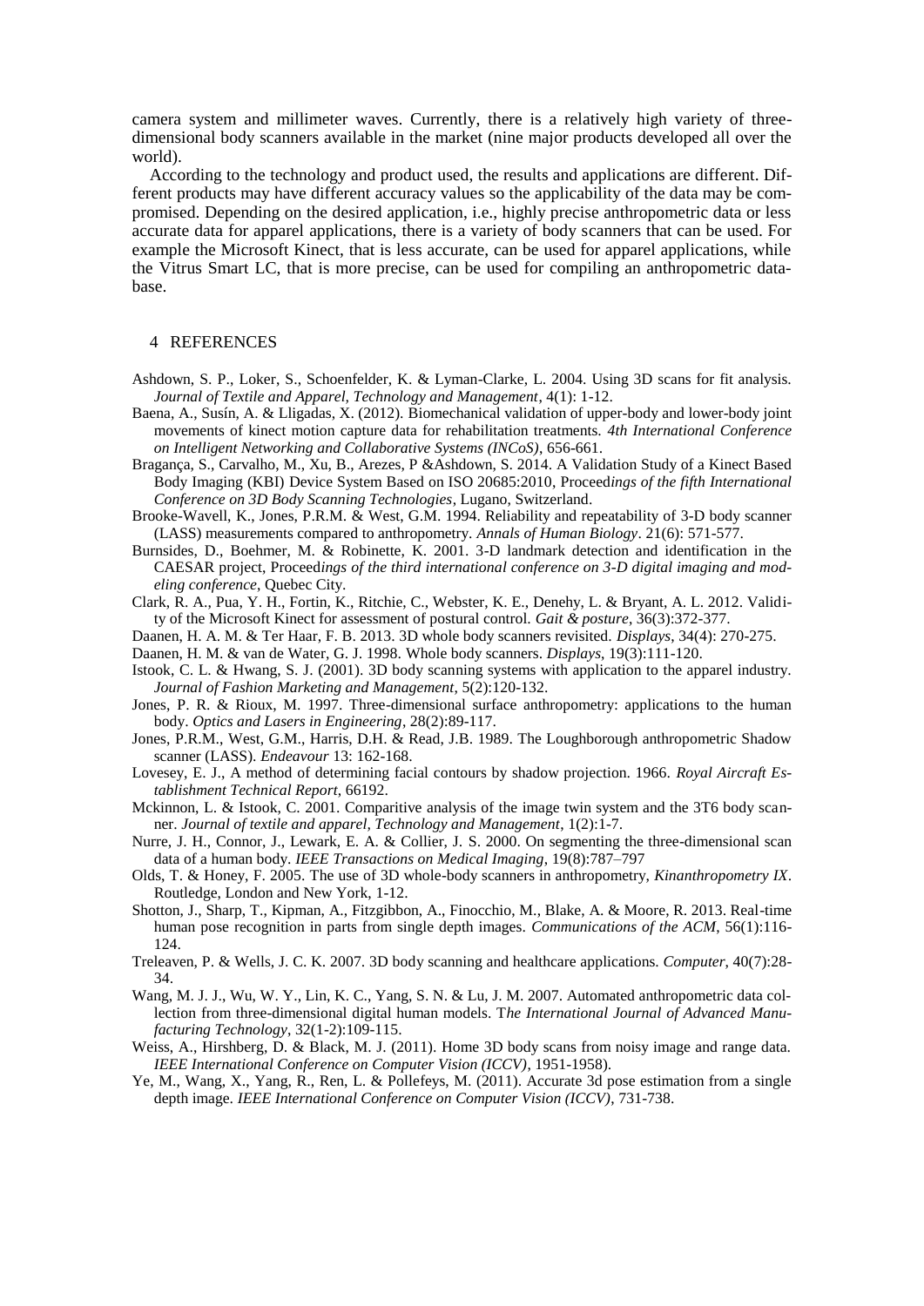camera system and millimeter waves. Currently, there is a relatively high variety of three-dimensional body scanners available in the market (nine major products developed all over the world).

According to the technology and product used, the results and applications are different. Different products may have different accuracy values so the applicability of the data may be compromised. Depending on the desired application, i.e., highly precise anthropometric data or less accurate data for apparel applications, there is a variety of body scanners that can be used. For example the Microsoft Kinect, that is less accurate, can be used for apparel applications, while the Vitrus Smart LC, that is more precise, can be used for compiling an anthropometric database.

## 4 REFERENCES

Ashdown, S. P., Loker, S., Schoenfelder, K. & Lyman-Clarke, L. 2004. Using 3D scans for fit analysis. *Journal of Textile and Apparel, Technology and Management*, 4(1): 1-12.

Baena, A., Susín, A. & Lligadas, X. (2012). Biomechanical validation of upper-body and lower-body joint movements of kinect motion capture data for rehabilitation treatments. *4th International Conference on Intelligent Networking and Collaborative Systems (INCoS)*, 656-661.

Bragança, S., Carvalho, M., Xu, B., Arezes, P &Ashdown, S. 2014. A Validation Study of a Kinect Based Body Imaging (KBI) Device System Based on ISO 20685:2010, Proceed*ings of the fifth International Conference on 3D Body Scanning Technologies*, Lugano, Switzerland.

Brooke-Wavell, K., Jones, P.R.M. & West, G.M. 1994. Reliability and repeatability of 3-D body scanner (LASS) measurements compared to anthropometry. *Annals of Human Biology*. 21(6): 571-577.

Burnsides, D., Boehmer, M. & Robinette, K. 2001. 3-D landmark detection and identification in the CAESAR project, Proceed*ings of the third international conference on 3-D digital imaging and modeling conference*, Quebec City.

Clark, R. A., Pua, Y. H., Fortin, K., Ritchie, C., Webster, K. E., Denehy, L. & Bryant, A. L. 2012. Validity of the Microsoft Kinect for assessment of postural control. *Gait & posture*, 36(3):372-377.

Daanen, H. A. M. & Ter Haar, F. B. 2013. 3D whole body scanners revisited. *Displays*, 34(4): 270-275.

Daanen, H. M. & van de Water, G. J. 1998. Whole body scanners. *Displays*, 19(3):111-120.

Istook, C. L. & Hwang, S. J. (2001). 3D body scanning systems with application to the apparel industry. *Journal of Fashion Marketing and Management*, 5(2):120-132.

Jones, P. R. & Rioux, M. 1997. Three-dimensional surface anthropometry: applications to the human body. *Optics and Lasers in Engineering*, 28(2):89-117.

Jones, P.R.M., West, G.M., Harris, D.H. & Read, J.B. 1989. The Loughborough anthropometric Shadow scanner (LASS). *Endeavour* 13: 162-168.

Lovesey, E. J., A method of determining facial contours by shadow projection. 1966. *Royal Aircraft Establishment Technical Report*, 66192.

Mckinnon, L. & Istook, C. 2001. Comparitive analysis of the image twin system and the 3T6 body scanner. *Journal of textile and apparel, Technology and Management*, 1(2):1-7.

Nurre, J. H., Connor, J., Lewark, E. A. & Collier, J. S. 2000. On segmenting the three-dimensional scan data of a human body. *IEEE Transactions on Medical Imaging*, 19(8):787–797

Olds, T. & Honey, F. 2005. The use of 3D whole-body scanners in anthropometry, *Kinanthropometry IX*. Routledge, London and New York, 1-12.

Shotton, J., Sharp, T., Kipman, A., Fitzgibbon, A., Finocchio, M., Blake, A. & Moore, R. 2013. Real-time human pose recognition in parts from single depth images. *Communications of the ACM*, 56(1):116-124.

Treleaven, P. & Wells, J. C. K. 2007. 3D body scanning and healthcare applications. *Computer*, 40(7):28-34.

Wang, M. J. J., Wu, W. Y., Lin, K. C., Yang, S. N. & Lu, J. M. 2007. Automated anthropometric data collection from three-dimensional digital human models. T*he International Journal of Advanced Manufacturing Technology*, 32(1-2):109-115.

Weiss, A., Hirshberg, D. & Black, M. J. (2011). Home 3D body scans from noisy image and range data. *IEEE International Conference on Computer Vision (ICCV)*, 1951-1958).

Ye, M., Wang, X., Yang, R., Ren, L. & Pollefeys, M. (2011). Accurate 3d pose estimation from a single depth image. *IEEE International Conference on Computer Vision (ICCV)*, 731-738.